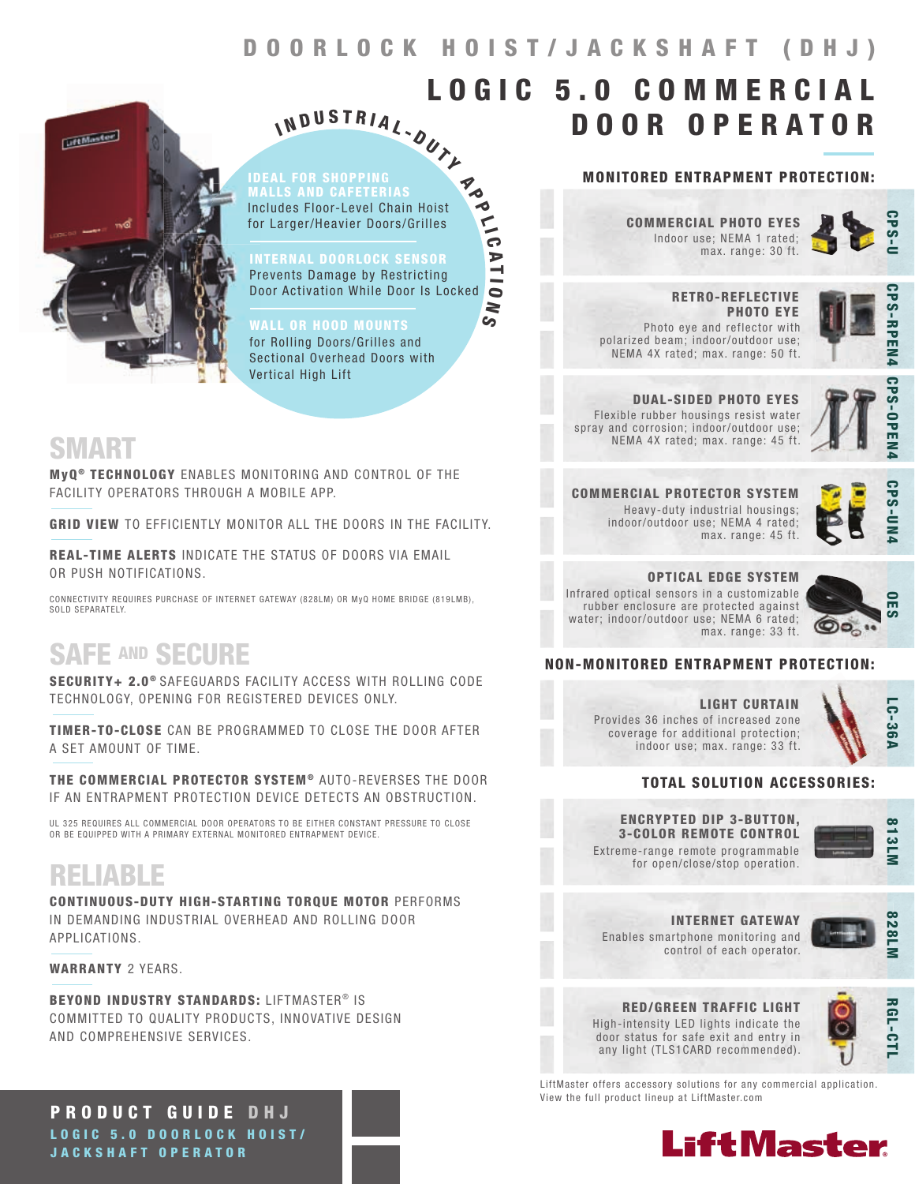# DOORLOCK HOIST/JACKSHAFT (DHJ)

# LOGIC 5.0 COMMERCIAL DOOR OPERATOR

**INDUSTRIAL-DUTY APPLICATIONS**

**IDEAL FOR SHOPPING MALLS AND CAFETERIAS**
Includes Floor-Level Chain Hoist for Larger/Heavier Doors/Grilles

**INTERNAL DOORLOCK SENSOR**
Prevents Damage by Restricting Door Activation While Door Is Locked

**WALL OR HOOD MOUNTS**
for Rolling Doors/Grilles and Sectional Overhead Doors with Vertical High Lift

## SMART

**MyQ® TECHNOLOGY** ENABLES MONITORING AND CONTROL OF THE FACILITY OPERATORS THROUGH A MOBILE APP.

**GRID VIEW** TO EFFICIENTLY MONITOR ALL THE DOORS IN THE FACILITY.

**REAL-TIME ALERTS** INDICATE THE STATUS OF DOORS VIA EMAIL OR PUSH NOTIFICATIONS.

CONNECTIVITY REQUIRES PURCHASE OF INTERNET GATEWAY (828LM) OR MyQ HOME BRIDGE (819LMB), SOLD SEPARATELY.

## SAFE AND SECURE

**SECURITY+ 2.0®** SAFEGUARDS FACILITY ACCESS WITH ROLLING CODE TECHNOLOGY, OPENING FOR REGISTERED DEVICES ONLY.

**TIMER-TO-CLOSE** CAN BE PROGRAMMED TO CLOSE THE DOOR AFTER A SET AMOUNT OF TIME.

**THE COMMERCIAL PROTECTOR SYSTEM®** AUTO-REVERSES THE DOOR IF AN ENTRAPMENT PROTECTION DEVICE DETECTS AN OBSTRUCTION.

UL 325 REQUIRES ALL COMMERCIAL DOOR OPERATORS TO BE EITHER CONSTANT PRESSURE TO CLOSE OR BE EQUIPPED WITH A PRIMARY EXTERNAL MONITORED ENTRAPMENT DEVICE.

## RELIABLE

**CONTINUOUS-DUTY HIGH-STARTING TORQUE MOTOR** PERFORMS IN DEMANDING INDUSTRIAL OVERHEAD AND ROLLING DOOR APPLICATIONS.

**WARRANTY** 2 YEARS.

**BEYOND INDUSTRY STANDARDS:** LIFTMASTER® IS COMMITTED TO QUALITY PRODUCTS, INNOVATIVE DESIGN AND COMPREHENSIVE SERVICES.

### MONITORED ENTRAPMENT PROTECTION:

**COMMERCIAL PHOTO EYES** — CPS-U
Indoor use; NEMA 1 rated; max. range: 30 ft.

**RETRO-REFLECTIVE PHOTO EYE** — CPS-RPEN4
Photo eye and reflector with polarized beam; indoor/outdoor use; NEMA 4X rated; max. range: 50 ft.

**DUAL-SIDED PHOTO EYES** — CPS-OPEN4
Flexible rubber housings resist water spray and corrosion; indoor/outdoor use; NEMA 4X rated; max. range: 45 ft.

**COMMERCIAL PROTECTOR SYSTEM** — CPS-UN4
Heavy-duty industrial housings; indoor/outdoor use; NEMA 4 rated; max. range: 45 ft.

**OPTICAL EDGE SYSTEM** — OES
Infrared optical sensors in a customizable rubber enclosure are protected against water; indoor/outdoor use; NEMA 6 rated; max. range: 33 ft.

### NON-MONITORED ENTRAPMENT PROTECTION:

**LIGHT CURTAIN** — LC-36A
Provides 36 inches of increased zone coverage for additional protection; indoor use; max. range: 33 ft.

### TOTAL SOLUTION ACCESSORIES:

**ENCRYPTED DIP 3-BUTTON, 3-COLOR REMOTE CONTROL** — 813LM
Extreme-range remote programmable for open/close/stop operation.

**INTERNET GATEWAY** — 828LM
Enables smartphone monitoring and control of each operator.

**RED/GREEN TRAFFIC LIGHT** — RGL-CTL
High-intensity LED lights indicate the door status for safe exit and entry in any light (TLS1CARD recommended).

LiftMaster offers accessory solutions for any commercial application. View the full product lineup at LiftMaster.com

**PRODUCT GUIDE DHJ**
**LOGIC 5.0 DOORLOCK HOIST/JACKSHAFT OPERATOR**

LiftMaster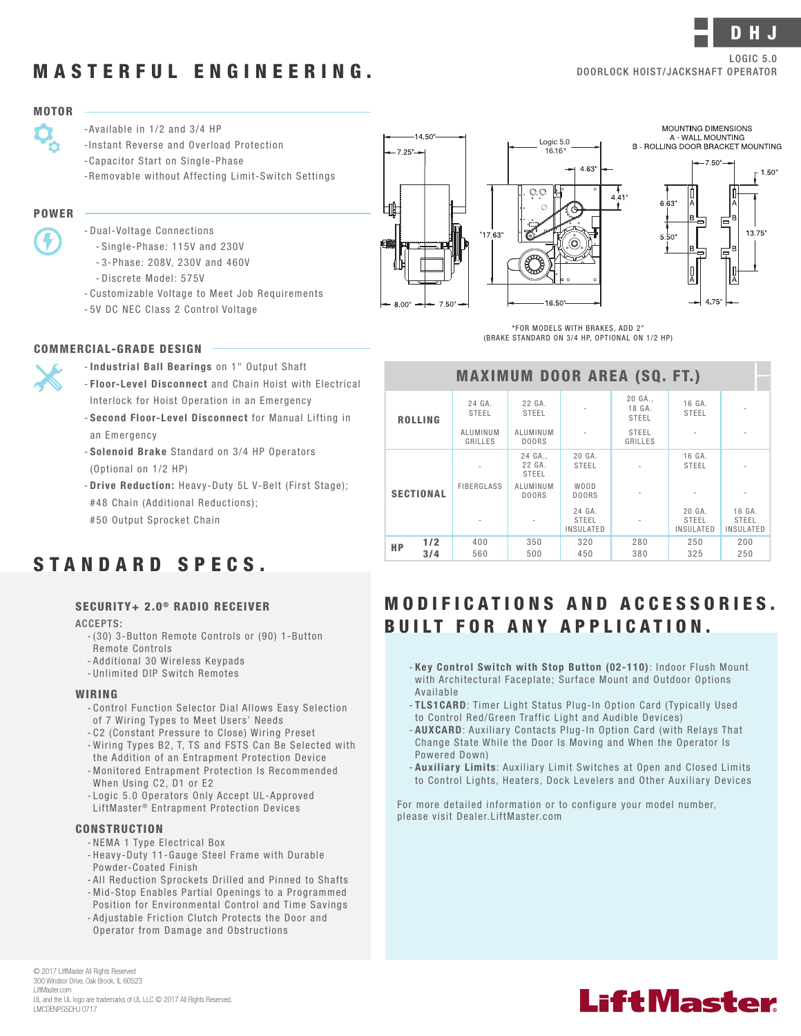DHJ

LOGIC 5.0
DOORLOCK HOIST/JACKSHAFT OPERATOR

# MASTERFUL ENGINEERING.

## MOTOR

- Available in 1/2 and 3/4 HP
- Instant Reverse and Overload Protection
- Capacitor Start on Single-Phase
- Removable without Affecting Limit-Switch Settings

## POWER

- Dual-Voltage Connections
  - Single-Phase: 115V and 230V
  - 3-Phase: 208V, 230V and 460V
  - Discrete Model: 575V
- Customizable Voltage to Meet Job Requirements
- 5V DC NEC Class 2 Control Voltage

## COMMERCIAL-GRADE DESIGN

- **Industrial Ball Bearings** on 1" Output Shaft
- **Floor-Level Disconnect** and Chain Hoist with Electrical Interlock for Hoist Operation in an Emergency
- **Second Floor-Level Disconnect** for Manual Lifting in an Emergency
- **Solenoid Brake** Standard on 3/4 HP Operators (Optional on 1/2 HP)
- **Drive Reduction:** Heavy-Duty 5L V-Belt (First Stage); #48 Chain (Additional Reductions); #50 Output Sprocket Chain

14.50"
7.25"
Logic 5.0
16.16"
4.63"
4.41"
*17.63"
8.00"
7.50"
16.50"

MOUNTING DIMENSIONS
A - WALL MOUNTING
B - ROLLING DOOR BRACKET MOUNTING
7.50"
1.50"
6.63"
5.50"
13.75"
4.75"

*FOR MODELS WITH BRAKES, ADD 2"
(BRAKE STANDARD ON 3/4 HP, OPTIONAL ON 1/2 HP)

## MAXIMUM DOOR AREA (SQ. FT.)

| | | | | | | | |
|---|---|---|---|---|---|---|---|
| ROLLING | | 24 GA. STEEL | 22 GA. STEEL | - | 20 GA., 18 GA. STEEL | 16 GA. STEEL | - |
| | | ALUMINUM GRILLES | ALUMINUM DOORS | - | STEEL GRILLES | - | - |
| SECTIONAL | | - | 24 GA., 22 GA. STEEL | 20 GA. STEEL | - | 16 GA. STEEL | - |
| | | FIBERGLASS | ALUMINUM DOORS | WOOD DOORS | - | - | - |
| | | - | - | 24 GA. STEEL INSULATED | - | 20 GA. STEEL INSULATED | 16 GA. STEEL INSULATED |
| HP | 1/2 | 400 | 350 | 320 | 280 | 250 | 200 |
| | 3/4 | 560 | 500 | 450 | 380 | 325 | 250 |

# STANDARD SPECS.

### SECURITY+ 2.0® RADIO RECEIVER

ACCEPTS:

- (30) 3-Button Remote Controls or (90) 1-Button Remote Controls
- Additional 30 Wireless Keypads
- Unlimited DIP Switch Remotes

### WIRING

- Control Function Selector Dial Allows Easy Selection of 7 Wiring Types to Meet Users' Needs
- C2 (Constant Pressure to Close) Wiring Preset
- Wiring Types B2, T, TS and FSTS Can Be Selected with the Addition of an Entrapment Protection Device
- Monitored Entrapment Protection Is Recommended When Using C2, D1 or E2
- Logic 5.0 Operators Only Accept UL-Approved LiftMaster® Entrapment Protection Devices

### CONSTRUCTION

- NEMA 1 Type Electrical Box
- Heavy-Duty 11-Gauge Steel Frame with Durable Powder-Coated Finish
- All Reduction Sprockets Drilled and Pinned to Shafts
- Mid-Stop Enables Partial Openings to a Programmed Position for Environmental Control and Time Savings
- Adjustable Friction Clutch Protects the Door and Operator from Damage and Obstructions

# MODIFICATIONS AND ACCESSORIES. BUILT FOR ANY APPLICATION.

- **Key Control Switch with Stop Button (02-110)**: Indoor Flush Mount with Architectural Faceplate; Surface Mount and Outdoor Options Available
- **TLS1CARD**: Timer Light Status Plug-In Option Card (Typically Used to Control Red/Green Traffic Light and Audible Devices)
- **AUXCARD**: Auxiliary Contacts Plug-In Option Card (with Relays That Change State While the Door Is Moving and When the Operator Is Powered Down)
- **Auxiliary Limits**: Auxiliary Limit Switches at Open and Closed Limits to Control Lights, Heaters, Dock Levelers and Other Auxiliary Devices

For more detailed information or to configure your model number, please visit Dealer.LiftMaster.com

© 2017 LiftMaster All Rights Reserved
300 Windsor Drive, Oak Brook, IL 60523
LiftMaster.com
UL and the UL logo are trademarks of UL LLC © 2017 All Rights Reserved.
LMCDENPG5DHJ 0717

LiftMaster®